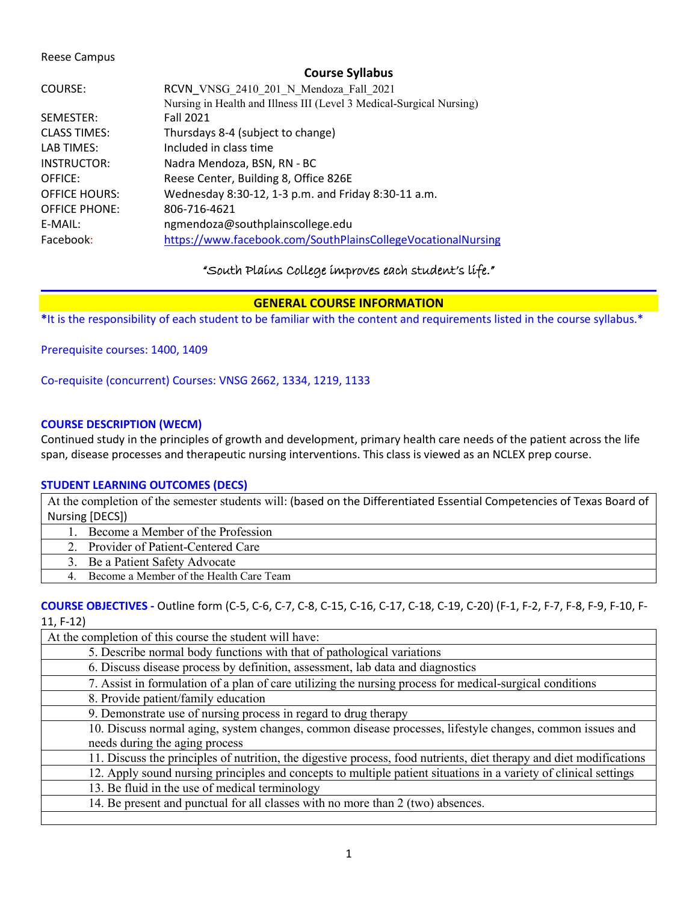Reese Campus

## Course Syllabus

| | |
|---|---|
| COURSE: | RCVN_VNSG_2410_201_N_Mendoza_Fall_2021<br>Nursing in Health and Illness III (Level 3 Medical-Surgical Nursing) |
| SEMESTER: | Fall 2021 |
| CLASS TIMES: | Thursdays 8-4 (subject to change) |
| LAB TIMES: | Included in class time |
| INSTRUCTOR: | Nadra Mendoza, BSN, RN - BC |
| OFFICE: | Reese Center, Building 8, Office 826E |
| OFFICE HOURS: | Wednesday 8:30-12, 1-3 p.m. and Friday 8:30-11 a.m. |
| OFFICE PHONE: | 806-716-4621 |
| E-MAIL: | ngmendoza@southplainscollege.edu |
| Facebook: | https://www.facebook.com/SouthPlainsCollegeVocationalNursing |

*"South Plains College improves each student's life."*

## GENERAL COURSE INFORMATION

**\*It is the responsibility of each student to be familiar with the content and requirements listed in the course syllabus.\***

Prerequisite courses: 1400, 1409

Co-requisite (concurrent) Courses: VNSG 2662, 1334, 1219, 1133

### COURSE DESCRIPTION (WECM)

Continued study in the principles of growth and development, primary health care needs of the patient across the life span, disease processes and therapeutic nursing interventions. This class is viewed as an NCLEX prep course.

### STUDENT LEARNING OUTCOMES (DECS)

| At the completion of the semester students will: (based on the Differentiated Essential Competencies of Texas Board of Nursing [DECS]) |
|---|
| 1. Become a Member of the Profession |
| 2. Provider of Patient-Centered Care |
| 3. Be a Patient Safety Advocate |
| 4. Become a Member of the Health Care Team |

**COURSE OBJECTIVES -** Outline form (C-5, C-6, C-7, C-8, C-15, C-16, C-17, C-18, C-19, C-20) (F-1, F-2, F-7, F-8, F-9, F-10, F-11, F-12)

| At the completion of this course the student will have: |
|---|
| 5. Describe normal body functions with that of pathological variations |
| 6. Discuss disease process by definition, assessment, lab data and diagnostics |
| 7. Assist in formulation of a plan of care utilizing the nursing process for medical-surgical conditions |
| 8. Provide patient/family education |
| 9. Demonstrate use of nursing process in regard to drug therapy |
| 10. Discuss normal aging, system changes, common disease processes, lifestyle changes, common issues and needs during the aging process |
| 11. Discuss the principles of nutrition, the digestive process, food nutrients, diet therapy and diet modifications |
| 12. Apply sound nursing principles and concepts to multiple patient situations in a variety of clinical settings |
| 13. Be fluid in the use of medical terminology |
| 14. Be present and punctual for all classes with no more than 2 (two) absences. |
| |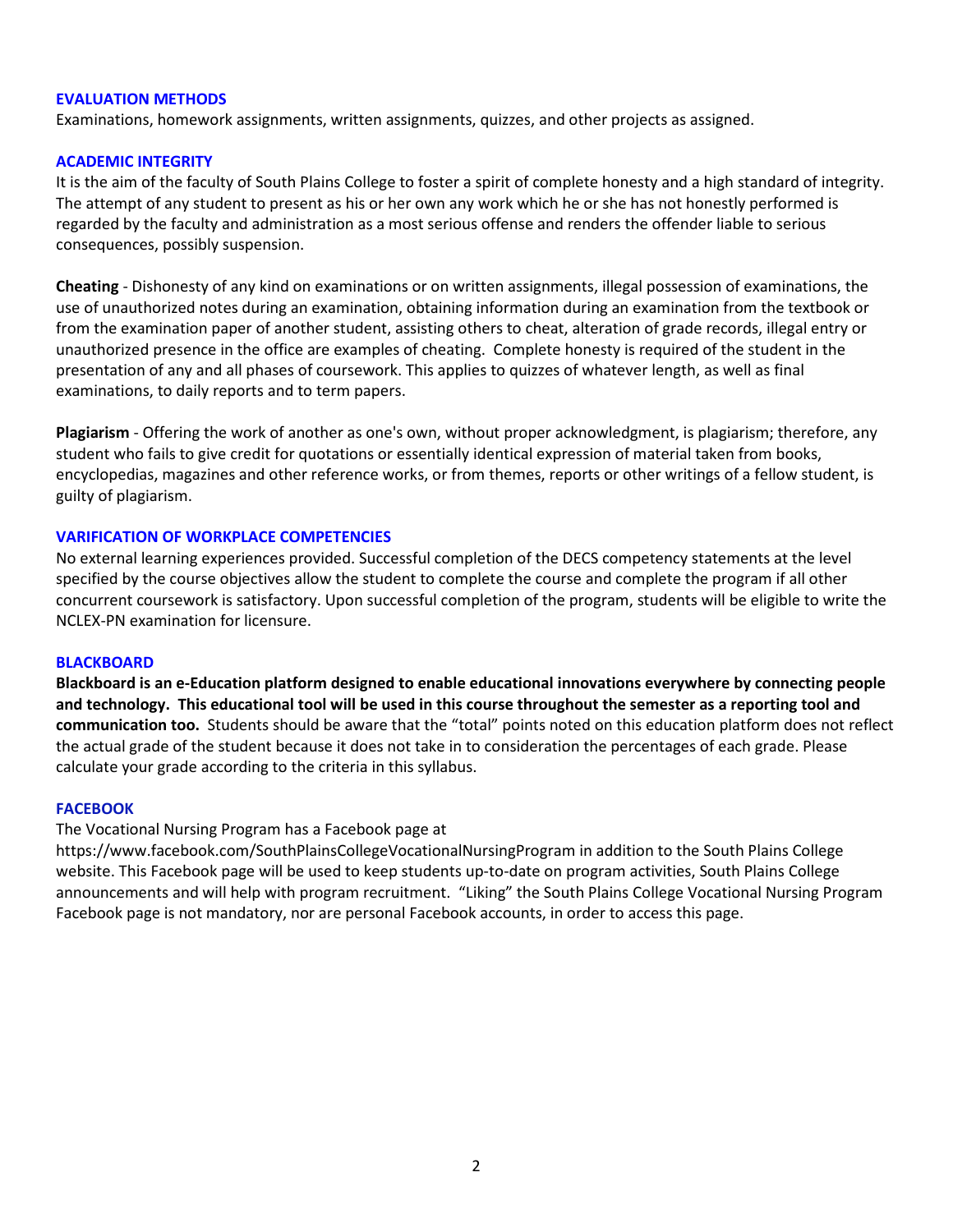## EVALUATION METHODS

Examinations, homework assignments, written assignments, quizzes, and other projects as assigned.

## ACADEMIC INTEGRITY

It is the aim of the faculty of South Plains College to foster a spirit of complete honesty and a high standard of integrity. The attempt of any student to present as his or her own any work which he or she has not honestly performed is regarded by the faculty and administration as a most serious offense and renders the offender liable to serious consequences, possibly suspension.

**Cheating** - Dishonesty of any kind on examinations or on written assignments, illegal possession of examinations, the use of unauthorized notes during an examination, obtaining information during an examination from the textbook or from the examination paper of another student, assisting others to cheat, alteration of grade records, illegal entry or unauthorized presence in the office are examples of cheating. Complete honesty is required of the student in the presentation of any and all phases of coursework. This applies to quizzes of whatever length, as well as final examinations, to daily reports and to term papers.

**Plagiarism** - Offering the work of another as one's own, without proper acknowledgment, is plagiarism; therefore, any student who fails to give credit for quotations or essentially identical expression of material taken from books, encyclopedias, magazines and other reference works, or from themes, reports or other writings of a fellow student, is guilty of plagiarism.

## VARIFICATION OF WORKPLACE COMPETENCIES

No external learning experiences provided. Successful completion of the DECS competency statements at the level specified by the course objectives allow the student to complete the course and complete the program if all other concurrent coursework is satisfactory. Upon successful completion of the program, students will be eligible to write the NCLEX-PN examination for licensure.

## BLACKBOARD

**Blackboard is an e-Education platform designed to enable educational innovations everywhere by connecting people and technology. This educational tool will be used in this course throughout the semester as a reporting tool and communication too.** Students should be aware that the "total" points noted on this education platform does not reflect the actual grade of the student because it does not take in to consideration the percentages of each grade. Please calculate your grade according to the criteria in this syllabus.

## FACEBOOK

The Vocational Nursing Program has a Facebook page at https://www.facebook.com/SouthPlainsCollegeVocationalNursingProgram in addition to the South Plains College website. This Facebook page will be used to keep students up-to-date on program activities, South Plains College announcements and will help with program recruitment. "Liking" the South Plains College Vocational Nursing Program Facebook page is not mandatory, nor are personal Facebook accounts, in order to access this page.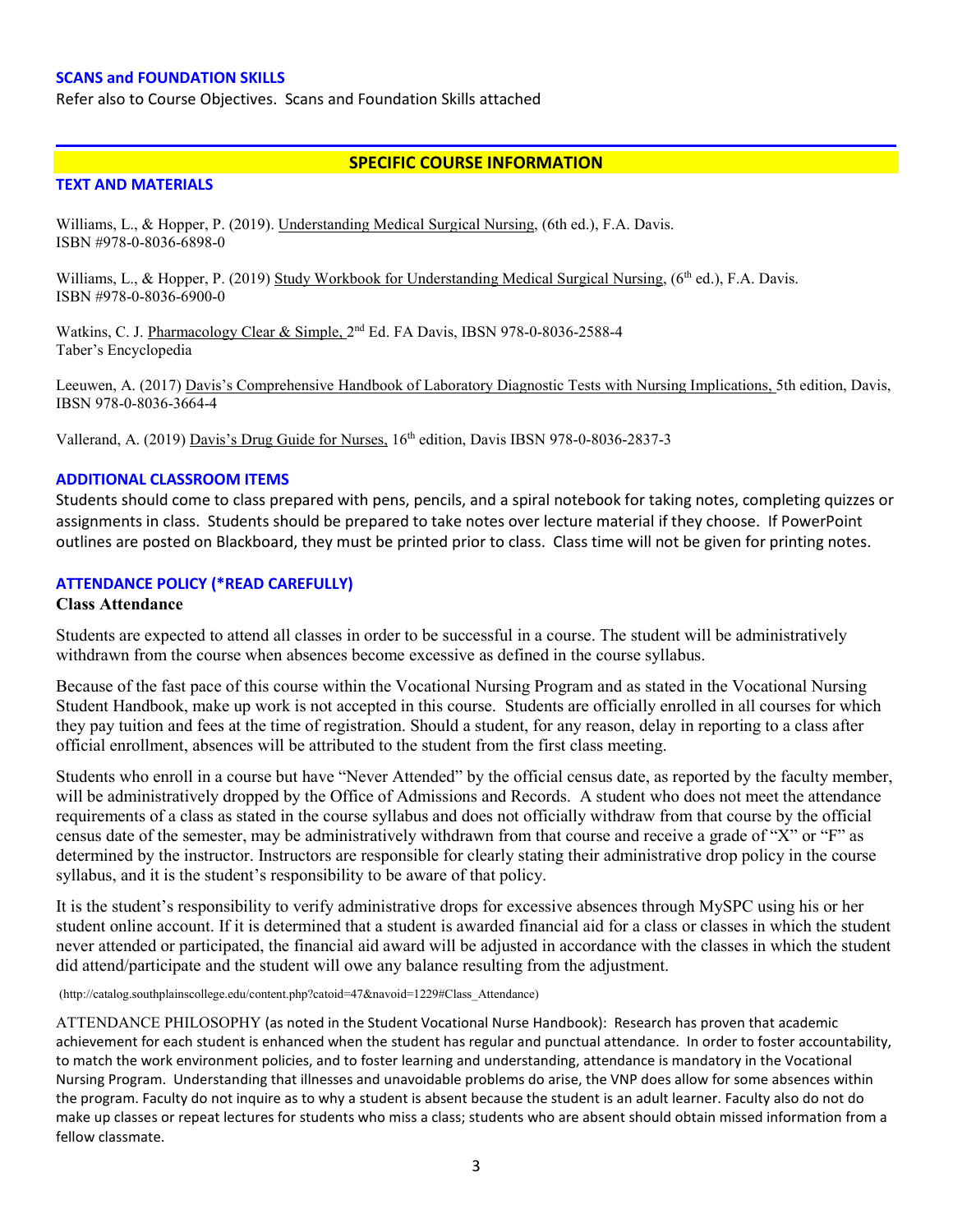### SCANS and FOUNDATION SKILLS

Refer also to Course Objectives. Scans and Foundation Skills attached

## SPECIFIC COURSE INFORMATION

### TEXT AND MATERIALS

Williams, L., & Hopper, P. (2019). Understanding Medical Surgical Nursing, (6th ed.), F.A. Davis. ISBN #978-0-8036-6898-0

Williams, L., & Hopper, P. (2019) Study Workbook for Understanding Medical Surgical Nursing, (6th ed.), F.A. Davis. ISBN #978-0-8036-6900-0

Watkins, C. J. Pharmacology Clear & Simple, 2nd Ed. FA Davis, IBSN 978-0-8036-2588-4
Taber's Encyclopedia

Leeuwen, A. (2017) Davis's Comprehensive Handbook of Laboratory Diagnostic Tests with Nursing Implications, 5th edition, Davis, IBSN 978-0-8036-3664-4

Vallerand, A. (2019) Davis's Drug Guide for Nurses, 16th edition, Davis IBSN 978-0-8036-2837-3

### ADDITIONAL CLASSROOM ITEMS

Students should come to class prepared with pens, pencils, and a spiral notebook for taking notes, completing quizzes or assignments in class. Students should be prepared to take notes over lecture material if they choose. If PowerPoint outlines are posted on Blackboard, they must be printed prior to class. Class time will not be given for printing notes.

### ATTENDANCE POLICY (*READ CAREFULLY)

**Class Attendance**

Students are expected to attend all classes in order to be successful in a course. The student will be administratively withdrawn from the course when absences become excessive as defined in the course syllabus.

Because of the fast pace of this course within the Vocational Nursing Program and as stated in the Vocational Nursing Student Handbook, make up work is not accepted in this course. Students are officially enrolled in all courses for which they pay tuition and fees at the time of registration. Should a student, for any reason, delay in reporting to a class after official enrollment, absences will be attributed to the student from the first class meeting.

Students who enroll in a course but have "Never Attended" by the official census date, as reported by the faculty member, will be administratively dropped by the Office of Admissions and Records. A student who does not meet the attendance requirements of a class as stated in the course syllabus and does not officially withdraw from that course by the official census date of the semester, may be administratively withdrawn from that course and receive a grade of "X" or "F" as determined by the instructor. Instructors are responsible for clearly stating their administrative drop policy in the course syllabus, and it is the student's responsibility to be aware of that policy.

It is the student's responsibility to verify administrative drops for excessive absences through MySPC using his or her student online account. If it is determined that a student is awarded financial aid for a class or classes in which the student never attended or participated, the financial aid award will be adjusted in accordance with the classes in which the student did attend/participate and the student will owe any balance resulting from the adjustment.

(http://catalog.southplainscollege.edu/content.php?catoid=47&navoid=1229#Class_Attendance)

ATTENDANCE PHILOSOPHY (as noted in the Student Vocational Nurse Handbook): Research has proven that academic achievement for each student is enhanced when the student has regular and punctual attendance. In order to foster accountability, to match the work environment policies, and to foster learning and understanding, attendance is mandatory in the Vocational Nursing Program. Understanding that illnesses and unavoidable problems do arise, the VNP does allow for some absences within the program. Faculty do not inquire as to why a student is absent because the student is an adult learner. Faculty also do not do make up classes or repeat lectures for students who miss a class; students who are absent should obtain missed information from a fellow classmate.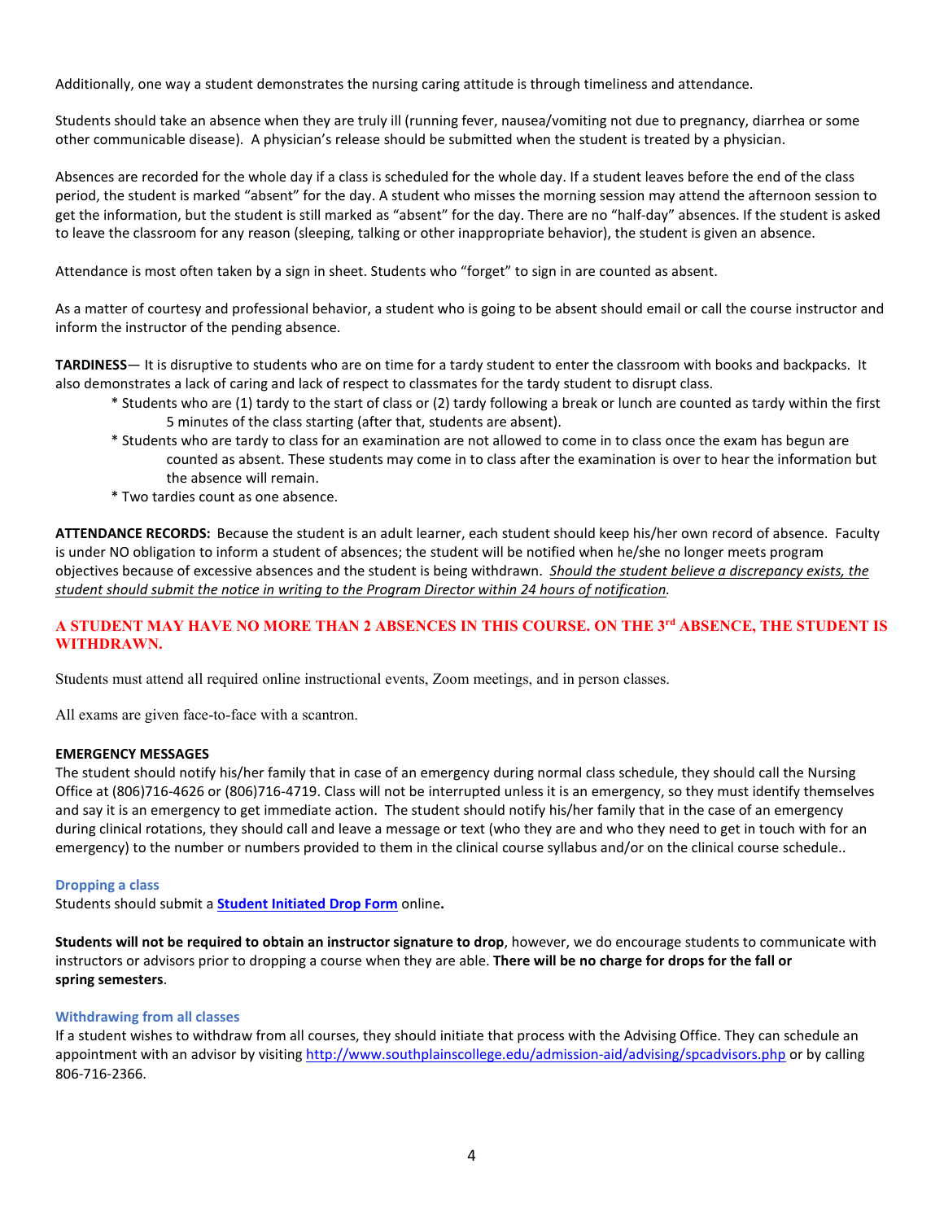Additionally, one way a student demonstrates the nursing caring attitude is through timeliness and attendance.

Students should take an absence when they are truly ill (running fever, nausea/vomiting not due to pregnancy, diarrhea or some other communicable disease). A physician's release should be submitted when the student is treated by a physician.

Absences are recorded for the whole day if a class is scheduled for the whole day. If a student leaves before the end of the class period, the student is marked "absent" for the day. A student who misses the morning session may attend the afternoon session to get the information, but the student is still marked as "absent" for the day. There are no "half-day" absences. If the student is asked to leave the classroom for any reason (sleeping, talking or other inappropriate behavior), the student is given an absence.

Attendance is most often taken by a sign in sheet. Students who "forget" to sign in are counted as absent.

As a matter of courtesy and professional behavior, a student who is going to be absent should email or call the course instructor and inform the instructor of the pending absence.

**TARDINESS**— It is disruptive to students who are on time for a tardy student to enter the classroom with books and backpacks. It also demonstrates a lack of caring and lack of respect to classmates for the tardy student to disrupt class.

- Students who are (1) tardy to the start of class or (2) tardy following a break or lunch are counted as tardy within the first 5 minutes of the class starting (after that, students are absent).
- Students who are tardy to class for an examination are not allowed to come in to class once the exam has begun are counted as absent. These students may come in to class after the examination is over to hear the information but the absence will remain.
- Two tardies count as one absence.

**ATTENDANCE RECORDS:** Because the student is an adult learner, each student should keep his/her own record of absence. Faculty is under NO obligation to inform a student of absences; the student will be notified when he/she no longer meets program objectives because of excessive absences and the student is being withdrawn. *Should the student believe a discrepancy exists, the student should submit the notice in writing to the Program Director within 24 hours of notification.*

**A STUDENT MAY HAVE NO MORE THAN 2 ABSENCES IN THIS COURSE. ON THE 3rd ABSENCE, THE STUDENT IS WITHDRAWN.**

Students must attend all required online instructional events, Zoom meetings, and in person classes.

All exams are given face-to-face with a scantron.

**EMERGENCY MESSAGES**

The student should notify his/her family that in case of an emergency during normal class schedule, they should call the Nursing Office at (806)716-4626 or (806)716-4719. Class will not be interrupted unless it is an emergency, so they must identify themselves and say it is an emergency to get immediate action. The student should notify his/her family that in the case of an emergency during clinical rotations, they should call and leave a message or text (who they are and who they need to get in touch with for an emergency) to the number or numbers provided to them in the clinical course syllabus and/or on the clinical course schedule..

### Dropping a class

Students should submit a **Student Initiated Drop Form** online**.**

**Students will not be required to obtain an instructor signature to drop**, however, we do encourage students to communicate with instructors or advisors prior to dropping a course when they are able. **There will be no charge for drops for the fall or spring semesters**.

### Withdrawing from all classes

If a student wishes to withdraw from all courses, they should initiate that process with the Advising Office. They can schedule an appointment with an advisor by visiting http://www.southplainscollege.edu/admission-aid/advising/spcadvisors.php or by calling 806-716-2366.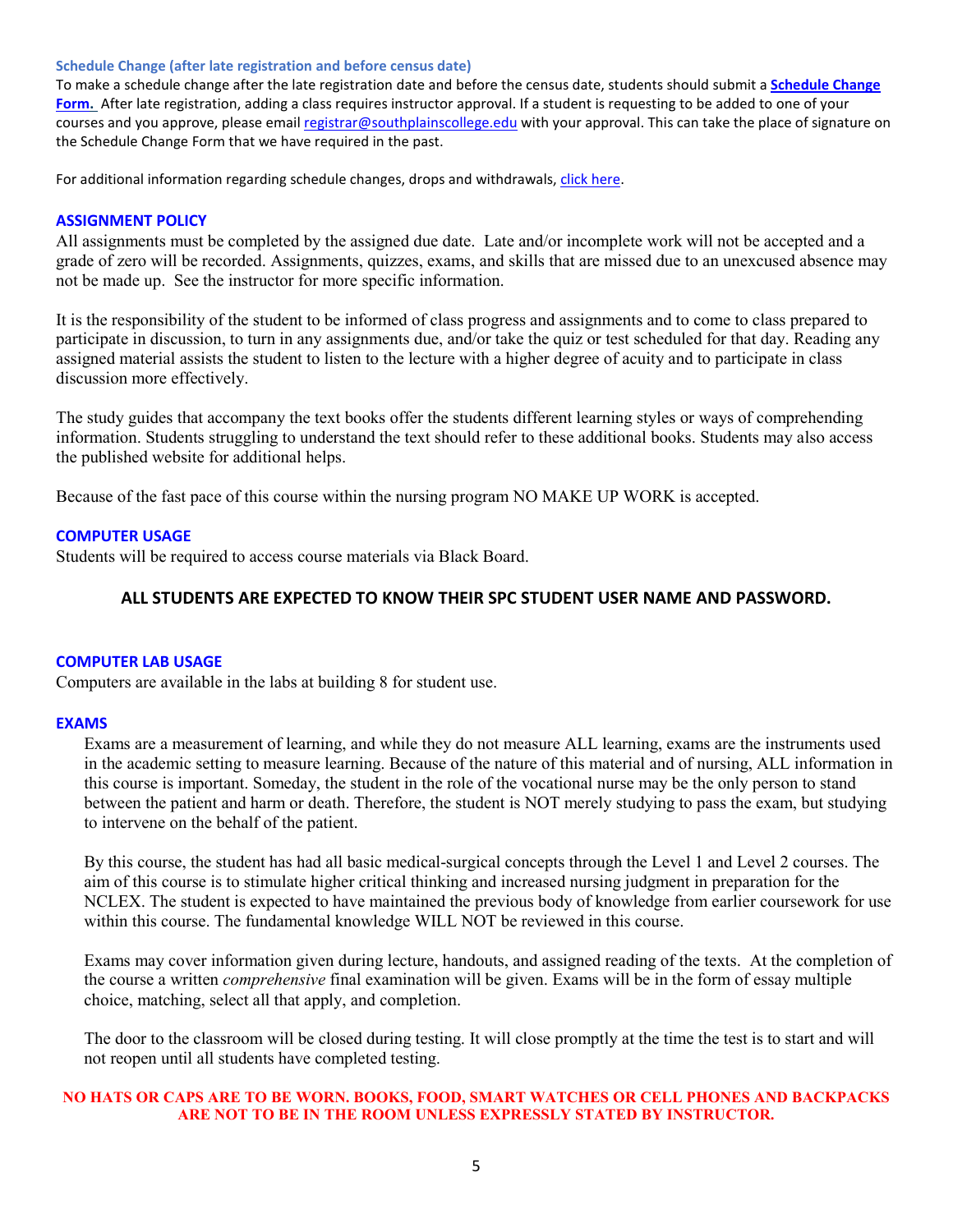#### Schedule Change (after late registration and before census date)

To make a schedule change after the late registration date and before the census date, students should submit a **Schedule Change Form.** After late registration, adding a class requires instructor approval. If a student is requesting to be added to one of your courses and you approve, please email registrar@southplainscollege.edu with your approval. This can take the place of signature on the Schedule Change Form that we have required in the past.

For additional information regarding schedule changes, drops and withdrawals, click here.

### ASSIGNMENT POLICY

All assignments must be completed by the assigned due date. Late and/or incomplete work will not be accepted and a grade of zero will be recorded. Assignments, quizzes, exams, and skills that are missed due to an unexcused absence may not be made up. See the instructor for more specific information.

It is the responsibility of the student to be informed of class progress and assignments and to come to class prepared to participate in discussion, to turn in any assignments due, and/or take the quiz or test scheduled for that day. Reading any assigned material assists the student to listen to the lecture with a higher degree of acuity and to participate in class discussion more effectively.

The study guides that accompany the text books offer the students different learning styles or ways of comprehending information. Students struggling to understand the text should refer to these additional books. Students may also access the published website for additional helps.

Because of the fast pace of this course within the nursing program NO MAKE UP WORK is accepted.

### COMPUTER USAGE

Students will be required to access course materials via Black Board.

**ALL STUDENTS ARE EXPECTED TO KNOW THEIR SPC STUDENT USER NAME AND PASSWORD.**

### COMPUTER LAB USAGE

Computers are available in the labs at building 8 for student use.

### EXAMS

Exams are a measurement of learning, and while they do not measure ALL learning, exams are the instruments used in the academic setting to measure learning. Because of the nature of this material and of nursing, ALL information in this course is important. Someday, the student in the role of the vocational nurse may be the only person to stand between the patient and harm or death. Therefore, the student is NOT merely studying to pass the exam, but studying to intervene on the behalf of the patient.

By this course, the student has had all basic medical-surgical concepts through the Level 1 and Level 2 courses. The aim of this course is to stimulate higher critical thinking and increased nursing judgment in preparation for the NCLEX. The student is expected to have maintained the previous body of knowledge from earlier coursework for use within this course. The fundamental knowledge WILL NOT be reviewed in this course.

Exams may cover information given during lecture, handouts, and assigned reading of the texts. At the completion of the course a written *comprehensive* final examination will be given. Exams will be in the form of essay multiple choice, matching, select all that apply, and completion.

The door to the classroom will be closed during testing. It will close promptly at the time the test is to start and will not reopen until all students have completed testing.

**NO HATS OR CAPS ARE TO BE WORN. BOOKS, FOOD, SMART WATCHES OR CELL PHONES AND BACKPACKS ARE NOT TO BE IN THE ROOM UNLESS EXPRESSLY STATED BY INSTRUCTOR.**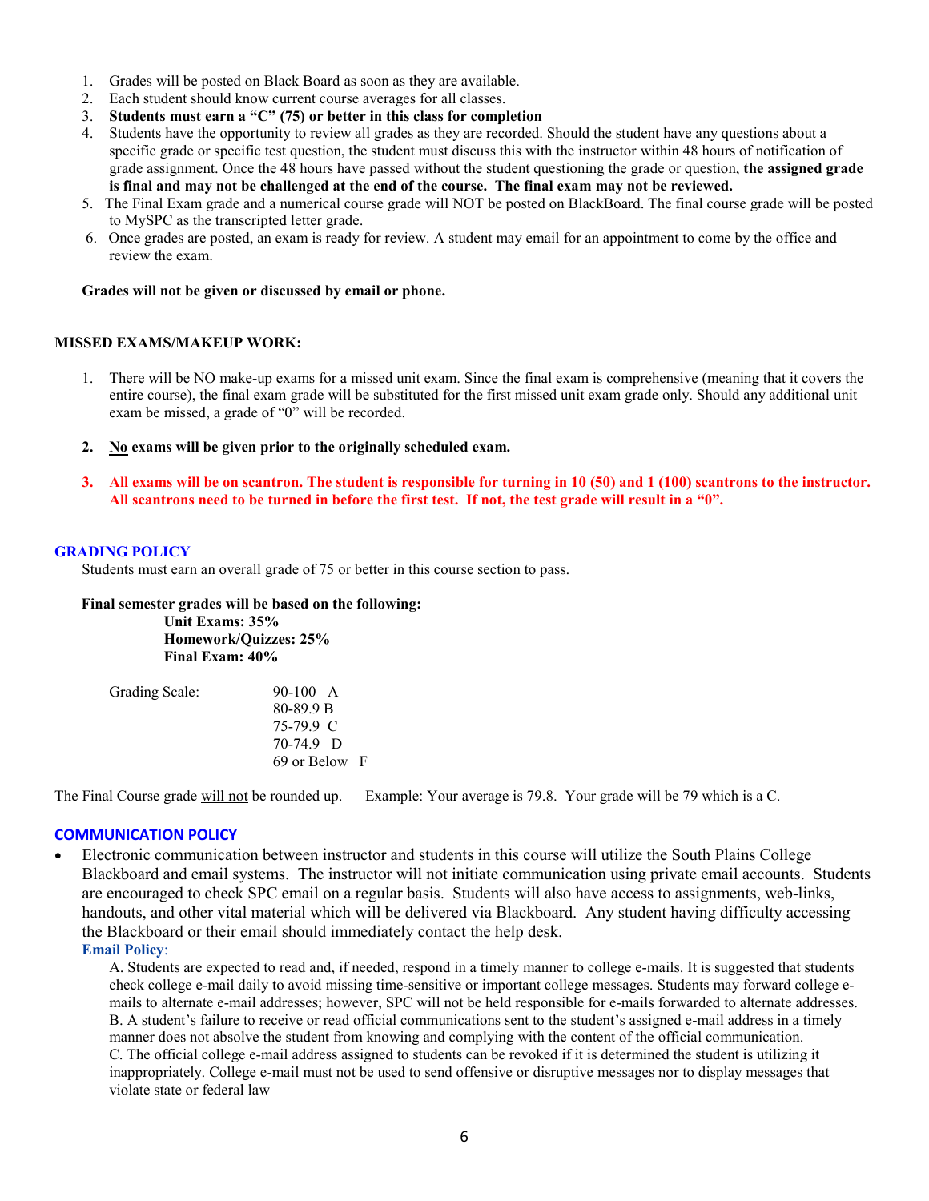1. Grades will be posted on Black Board as soon as they are available.
2. Each student should know current course averages for all classes.
3. **Students must earn a "C" (75) or better in this class for completion**
4. Students have the opportunity to review all grades as they are recorded. Should the student have any questions about a specific grade or specific test question, the student must discuss this with the instructor within 48 hours of notification of grade assignment. Once the 48 hours have passed without the student questioning the grade or question, **the assigned grade is final and may not be challenged at the end of the course. The final exam may not be reviewed.**
5. The Final Exam grade and a numerical course grade will NOT be posted on BlackBoard. The final course grade will be posted to MySPC as the transcripted letter grade.
6. Once grades are posted, an exam is ready for review. A student may email for an appointment to come by the office and review the exam.

**Grades will not be given or discussed by email or phone.**

**MISSED EXAMS/MAKEUP WORK:**

1. There will be NO make-up exams for a missed unit exam. Since the final exam is comprehensive (meaning that it covers the entire course), the final exam grade will be substituted for the first missed unit exam grade only. Should any additional unit exam be missed, a grade of "0" will be recorded.

2. **<u>No</u> exams will be given prior to the originally scheduled exam.**

3. **All exams will be on scantron. The student is responsible for turning in 10 (50) and 1 (100) scantrons to the instructor. All scantrons need to be turned in before the first test. If not, the test grade will result in a "0".**

## GRADING POLICY

Students must earn an overall grade of 75 or better in this course section to pass.

**Final semester grades will be based on the following:**

**Unit Exams: 35%**
**Homework/Quizzes: 25%**
**Final Exam: 40%**

Grading Scale:

- 90-100 A
- 80-89.9 B
- 75-79.9 C
- 70-74.9 D
- 69 or Below F

The Final Course grade <u>will not</u> be rounded up. Example: Your average is 79.8. Your grade will be 79 which is a C.

## COMMUNICATION POLICY

- Electronic communication between instructor and students in this course will utilize the South Plains College Blackboard and email systems. The instructor will not initiate communication using private email accounts. Students are encouraged to check SPC email on a regular basis. Students will also have access to assignments, web-links, handouts, and other vital material which will be delivered via Blackboard. Any student having difficulty accessing the Blackboard or their email should immediately contact the help desk.

**Email Policy**:

A. Students are expected to read and, if needed, respond in a timely manner to college e-mails. It is suggested that students check college e-mail daily to avoid missing time-sensitive or important college messages. Students may forward college e-mails to alternate e-mail addresses; however, SPC will not be held responsible for e-mails forwarded to alternate addresses.
B. A student's failure to receive or read official communications sent to the student's assigned e-mail address in a timely manner does not absolve the student from knowing and complying with the content of the official communication.
C. The official college e-mail address assigned to students can be revoked if it is determined the student is utilizing it inappropriately. College e-mail must not be used to send offensive or disruptive messages nor to display messages that violate state or federal law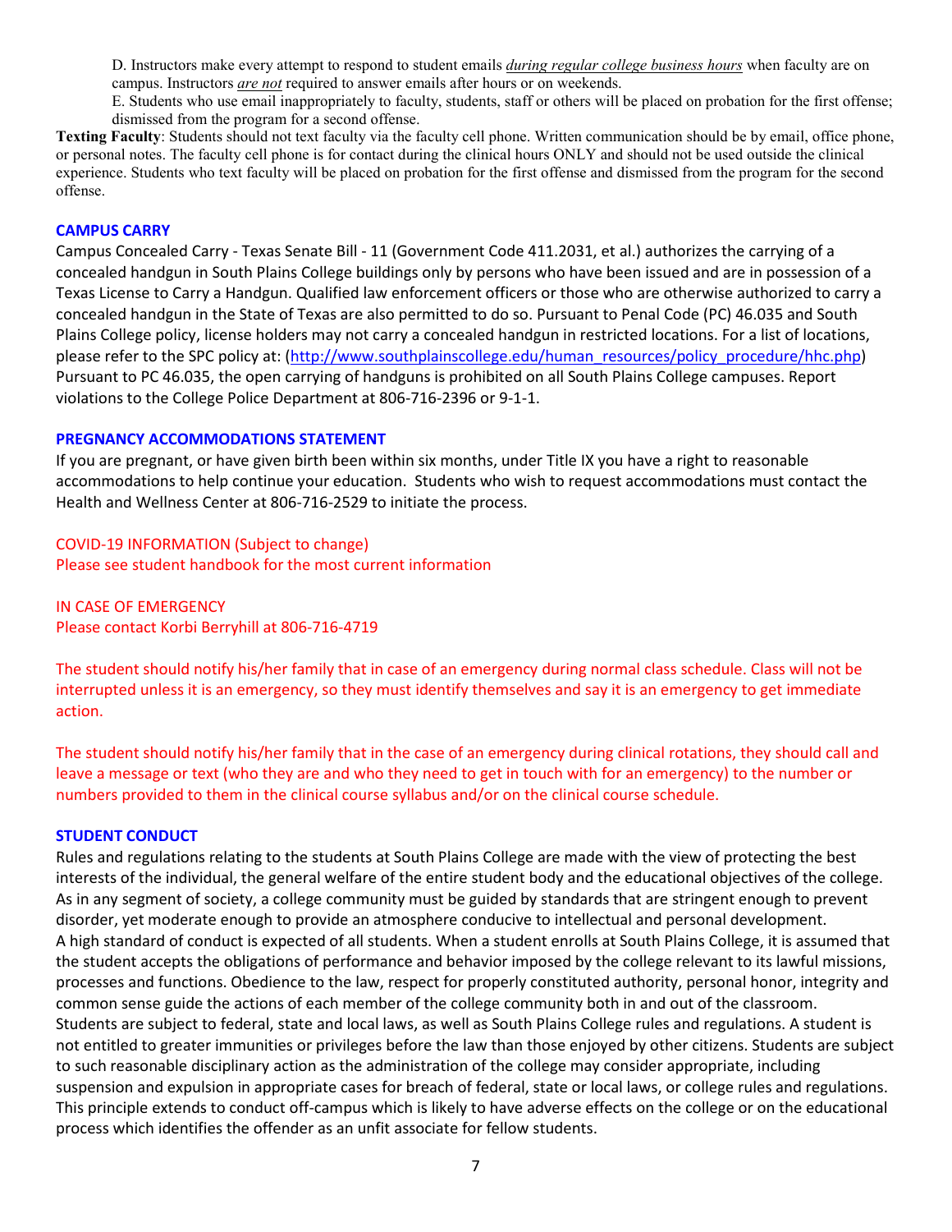D. Instructors make every attempt to respond to student emails *during regular college business hours* when faculty are on campus. Instructors *are not* required to answer emails after hours or on weekends.

E. Students who use email inappropriately to faculty, students, staff or others will be placed on probation for the first offense; dismissed from the program for a second offense.

**Texting Faculty**: Students should not text faculty via the faculty cell phone. Written communication should be by email, office phone, or personal notes. The faculty cell phone is for contact during the clinical hours ONLY and should not be used outside the clinical experience. Students who text faculty will be placed on probation for the first offense and dismissed from the program for the second offense.

## CAMPUS CARRY

Campus Concealed Carry - Texas Senate Bill - 11 (Government Code 411.2031, et al.) authorizes the carrying of a concealed handgun in South Plains College buildings only by persons who have been issued and are in possession of a Texas License to Carry a Handgun. Qualified law enforcement officers or those who are otherwise authorized to carry a concealed handgun in the State of Texas are also permitted to do so. Pursuant to Penal Code (PC) 46.035 and South Plains College policy, license holders may not carry a concealed handgun in restricted locations. For a list of locations, please refer to the SPC policy at: (http://www.southplainscollege.edu/human_resources/policy_procedure/hhc.php) Pursuant to PC 46.035, the open carrying of handguns is prohibited on all South Plains College campuses. Report violations to the College Police Department at 806-716-2396 or 9-1-1.

## PREGNANCY ACCOMMODATIONS STATEMENT

If you are pregnant, or have given birth been within six months, under Title IX you have a right to reasonable accommodations to help continue your education. Students who wish to request accommodations must contact the Health and Wellness Center at 806-716-2529 to initiate the process.

COVID-19 INFORMATION (Subject to change)
Please see student handbook for the most current information

IN CASE OF EMERGENCY
Please contact Korbi Berryhill at 806-716-4719

The student should notify his/her family that in case of an emergency during normal class schedule. Class will not be interrupted unless it is an emergency, so they must identify themselves and say it is an emergency to get immediate action.

The student should notify his/her family that in the case of an emergency during clinical rotations, they should call and leave a message or text (who they are and who they need to get in touch with for an emergency) to the number or numbers provided to them in the clinical course syllabus and/or on the clinical course schedule.

## STUDENT CONDUCT

Rules and regulations relating to the students at South Plains College are made with the view of protecting the best interests of the individual, the general welfare of the entire student body and the educational objectives of the college. As in any segment of society, a college community must be guided by standards that are stringent enough to prevent disorder, yet moderate enough to provide an atmosphere conducive to intellectual and personal development.
A high standard of conduct is expected of all students. When a student enrolls at South Plains College, it is assumed that the student accepts the obligations of performance and behavior imposed by the college relevant to its lawful missions, processes and functions. Obedience to the law, respect for properly constituted authority, personal honor, integrity and common sense guide the actions of each member of the college community both in and out of the classroom.
Students are subject to federal, state and local laws, as well as South Plains College rules and regulations. A student is not entitled to greater immunities or privileges before the law than those enjoyed by other citizens. Students are subject to such reasonable disciplinary action as the administration of the college may consider appropriate, including suspension and expulsion in appropriate cases for breach of federal, state or local laws, or college rules and regulations. This principle extends to conduct off-campus which is likely to have adverse effects on the college or on the educational process which identifies the offender as an unfit associate for fellow students.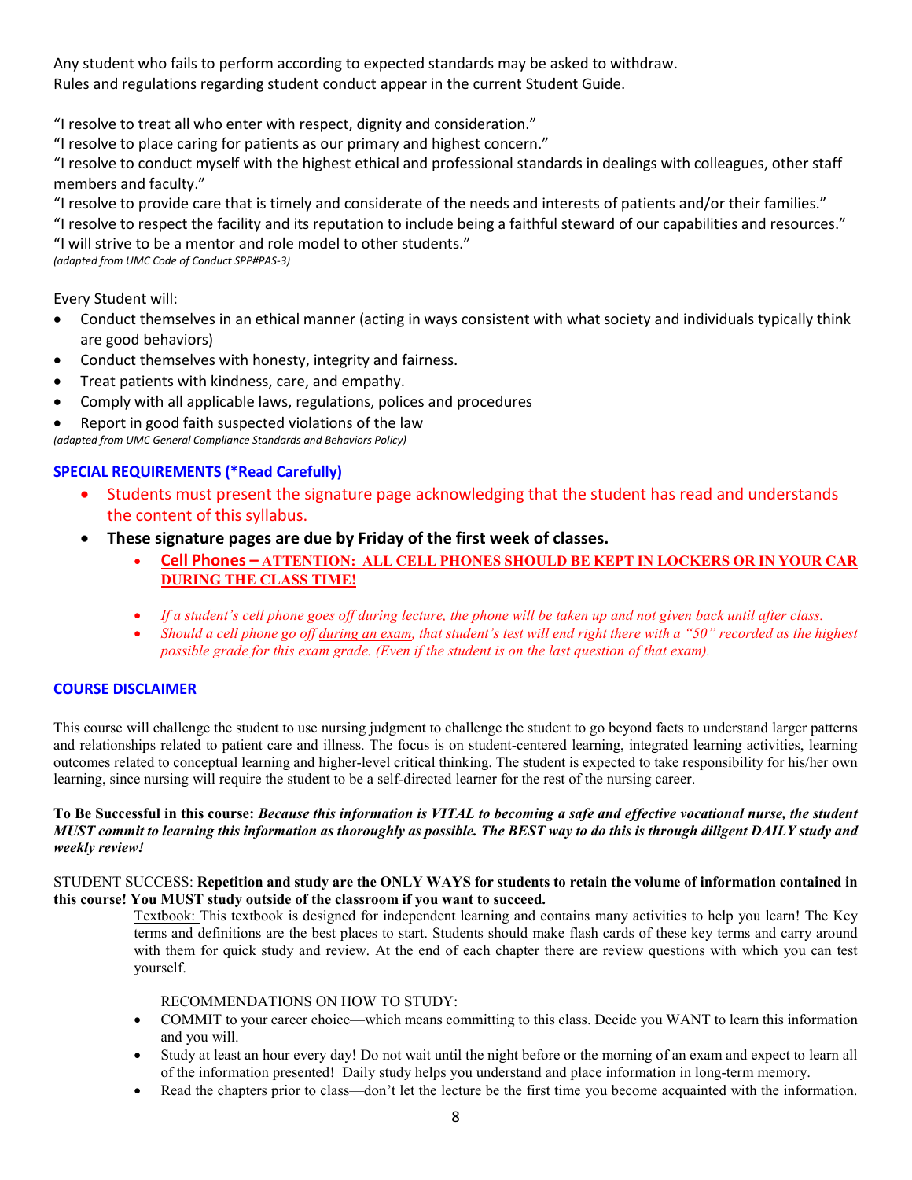Any student who fails to perform according to expected standards may be asked to withdraw.
Rules and regulations regarding student conduct appear in the current Student Guide.

"I resolve to treat all who enter with respect, dignity and consideration."
"I resolve to place caring for patients as our primary and highest concern."
"I resolve to conduct myself with the highest ethical and professional standards in dealings with colleagues, other staff members and faculty."
"I resolve to provide care that is timely and considerate of the needs and interests of patients and/or their families."
"I resolve to respect the facility and its reputation to include being a faithful steward of our capabilities and resources."
"I will strive to be a mentor and role model to other students."
*(adapted from UMC Code of Conduct SPP#PAS-3)*

Every Student will:

- Conduct themselves in an ethical manner (acting in ways consistent with what society and individuals typically think are good behaviors)
- Conduct themselves with honesty, integrity and fairness.
- Treat patients with kindness, care, and empathy.
- Comply with all applicable laws, regulations, polices and procedures
- Report in good faith suspected violations of the law

*(adapted from UMC General Compliance Standards and Behaviors Policy)*

### SPECIAL REQUIREMENTS (*Read Carefully)

- Students must present the signature page acknowledging that the student has read and understands the content of this syllabus.
- **These signature pages are due by Friday of the first week of classes.**
    - **Cell Phones – ATTENTION: ALL CELL PHONES SHOULD BE KEPT IN LOCKERS OR IN YOUR CAR DURING THE CLASS TIME!**
    - *If a student's cell phone goes off during lecture, the phone will be taken up and not given back until after class.*
    - *Should a cell phone go off during an exam, that student's test will end right there with a "50" recorded as the highest possible grade for this exam grade. (Even if the student is on the last question of that exam).*

### COURSE DISCLAIMER

This course will challenge the student to use nursing judgment to challenge the student to go beyond facts to understand larger patterns and relationships related to patient care and illness. The focus is on student-centered learning, integrated learning activities, learning outcomes related to conceptual learning and higher-level critical thinking. The student is expected to take responsibility for his/her own learning, since nursing will require the student to be a self-directed learner for the rest of the nursing career.

**To Be Successful in this course:** ***Because this information is VITAL to becoming a safe and effective vocational nurse, the student MUST commit to learning this information as thoroughly as possible. The BEST way to do this is through diligent DAILY study and weekly review!***

STUDENT SUCCESS: **Repetition and study are the ONLY WAYS for students to retain the volume of information contained in this course! You MUST study outside of the classroom if you want to succeed.**

Textbook: This textbook is designed for independent learning and contains many activities to help you learn! The Key terms and definitions are the best places to start. Students should make flash cards of these key terms and carry around with them for quick study and review. At the end of each chapter there are review questions with which you can test yourself.

RECOMMENDATIONS ON HOW TO STUDY:

- COMMIT to your career choice—which means committing to this class. Decide you WANT to learn this information and you will.
- Study at least an hour every day! Do not wait until the night before or the morning of an exam and expect to learn all of the information presented! Daily study helps you understand and place information in long-term memory.
- Read the chapters prior to class—don't let the lecture be the first time you become acquainted with the information.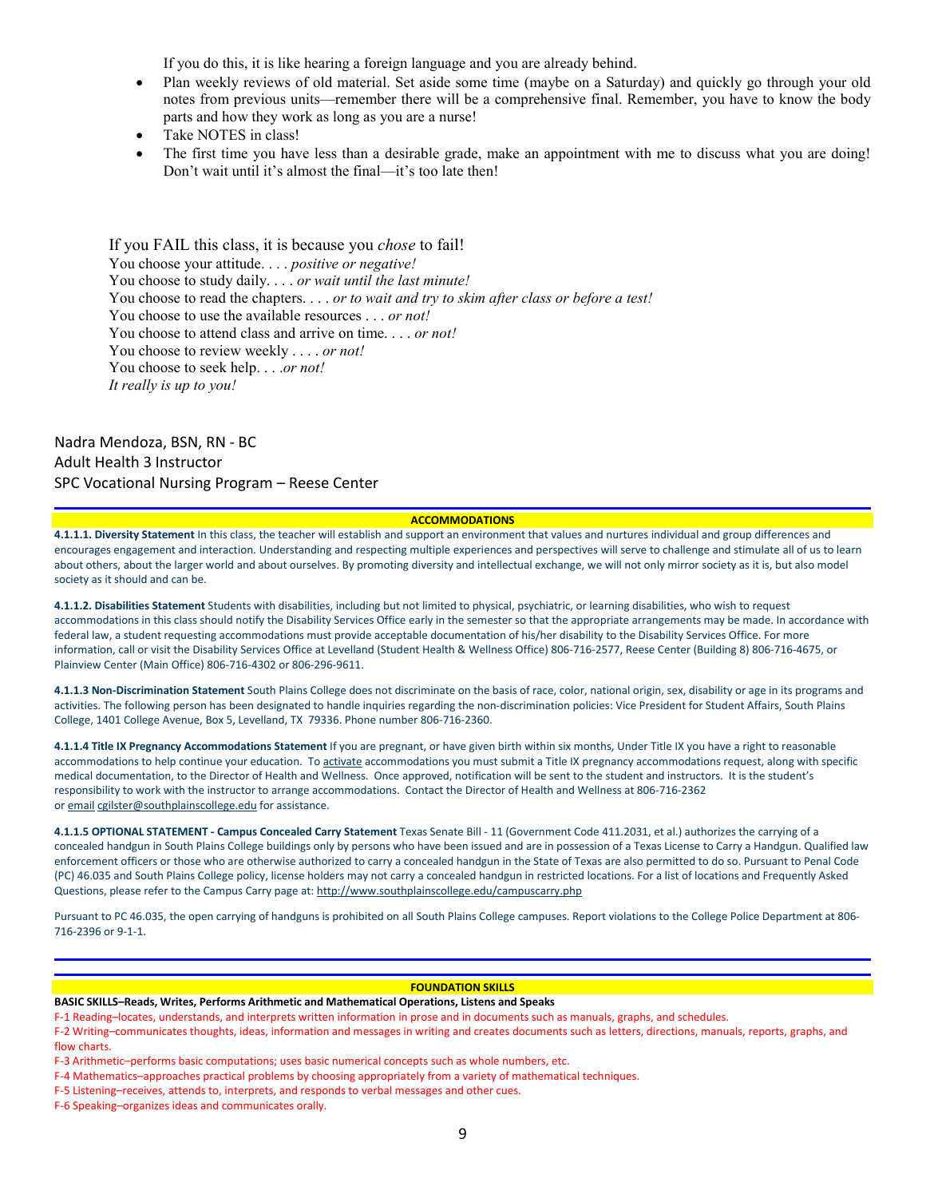If you do this, it is like hearing a foreign language and you are already behind.

- Plan weekly reviews of old material. Set aside some time (maybe on a Saturday) and quickly go through your old notes from previous units—remember there will be a comprehensive final. Remember, you have to know the body parts and how they work as long as you are a nurse!
- Take NOTES in class!
- The first time you have less than a desirable grade, make an appointment with me to discuss what you are doing! Don't wait until it's almost the final—it's too late then!

If you FAIL this class, it is because you *chose* to fail!
You choose your attitude. . . . *positive or negative!*
You choose to study daily. . . . *or wait until the last minute!*
You choose to read the chapters. . . . *or to wait and try to skim after class or before a test!*
You choose to use the available resources . . . *or not!*
You choose to attend class and arrive on time. . . . *or not!*
You choose to review weekly . . . . *or not!*
You choose to seek help. . . .*or not!*
*It really is up to you!*

Nadra Mendoza, BSN, RN - BC
Adult Health 3 Instructor
SPC Vocational Nursing Program – Reese Center

## ACCOMMODATIONS

**4.1.1.1. Diversity Statement** In this class, the teacher will establish and support an environment that values and nurtures individual and group differences and encourages engagement and interaction. Understanding and respecting multiple experiences and perspectives will serve to challenge and stimulate all of us to learn about others, about the larger world and about ourselves. By promoting diversity and intellectual exchange, we will not only mirror society as it is, but also model society as it should and can be.

**4.1.1.2. Disabilities Statement** Students with disabilities, including but not limited to physical, psychiatric, or learning disabilities, who wish to request accommodations in this class should notify the Disability Services Office early in the semester so that the appropriate arrangements may be made. In accordance with federal law, a student requesting accommodations must provide acceptable documentation of his/her disability to the Disability Services Office. For more information, call or visit the Disability Services Office at Levelland (Student Health & Wellness Office) 806-716-2577, Reese Center (Building 8) 806-716-4675, or Plainview Center (Main Office) 806-716-4302 or 806-296-9611.

**4.1.1.3 Non-Discrimination Statement** South Plains College does not discriminate on the basis of race, color, national origin, sex, disability or age in its programs and activities. The following person has been designated to handle inquiries regarding the non-discrimination policies: Vice President for Student Affairs, South Plains College, 1401 College Avenue, Box 5, Levelland, TX 79336. Phone number 806-716-2360.

**4.1.1.4 Title IX Pregnancy Accommodations Statement** If you are pregnant, or have given birth within six months, Under Title IX you have a right to reasonable accommodations to help continue your education. To activate accommodations you must submit a Title IX pregnancy accommodations request, along with specific medical documentation, to the Director of Health and Wellness. Once approved, notification will be sent to the student and instructors. It is the student's responsibility to work with the instructor to arrange accommodations. Contact the Director of Health and Wellness at 806-716-2362 or email cgilster@southplainscollege.edu for assistance.

**4.1.1.5 OPTIONAL STATEMENT - Campus Concealed Carry Statement** Texas Senate Bill - 11 (Government Code 411.2031, et al.) authorizes the carrying of a concealed handgun in South Plains College buildings only by persons who have been issued and are in possession of a Texas License to Carry a Handgun. Qualified law enforcement officers or those who are otherwise authorized to carry a concealed handgun in the State of Texas are also permitted to do so. Pursuant to Penal Code (PC) 46.035 and South Plains College policy, license holders may not carry a concealed handgun in restricted locations. For a list of locations and Frequently Asked Questions, please refer to the Campus Carry page at: http://www.southplainscollege.edu/campuscarry.php

Pursuant to PC 46.035, the open carrying of handguns is prohibited on all South Plains College campuses. Report violations to the College Police Department at 806-716-2396 or 9-1-1.

## FOUNDATION SKILLS

**BASIC SKILLS–Reads, Writes, Performs Arithmetic and Mathematical Operations, Listens and Speaks**

F-1 Reading–locates, understands, and interprets written information in prose and in documents such as manuals, graphs, and schedules.
F-2 Writing–communicates thoughts, ideas, information and messages in writing and creates documents such as letters, directions, manuals, reports, graphs, and flow charts.
F-3 Arithmetic–performs basic computations; uses basic numerical concepts such as whole numbers, etc.
F-4 Mathematics–approaches practical problems by choosing appropriately from a variety of mathematical techniques.
F-5 Listening–receives, attends to, interprets, and responds to verbal messages and other cues.
F-6 Speaking–organizes ideas and communicates orally.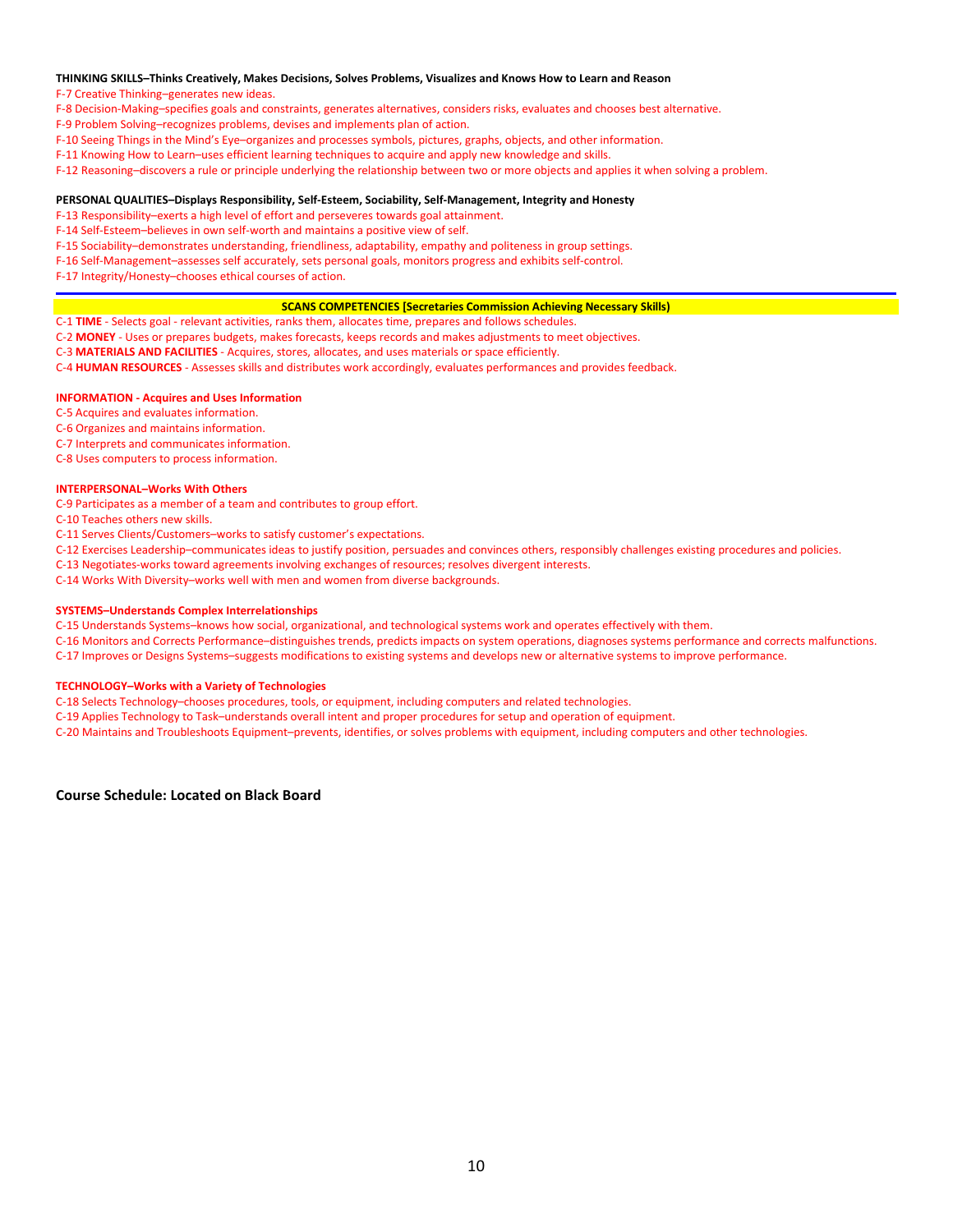**THINKING SKILLS–Thinks Creatively, Makes Decisions, Solves Problems, Visualizes and Knows How to Learn and Reason**

F-7 Creative Thinking–generates new ideas.
F-8 Decision-Making–specifies goals and constraints, generates alternatives, considers risks, evaluates and chooses best alternative.
F-9 Problem Solving–recognizes problems, devises and implements plan of action.
F-10 Seeing Things in the Mind's Eye–organizes and processes symbols, pictures, graphs, objects, and other information.
F-11 Knowing How to Learn–uses efficient learning techniques to acquire and apply new knowledge and skills.
F-12 Reasoning–discovers a rule or principle underlying the relationship between two or more objects and applies it when solving a problem.

**PERSONAL QUALITIES–Displays Responsibility, Self-Esteem, Sociability, Self-Management, Integrity and Honesty**

F-13 Responsibility–exerts a high level of effort and perseveres towards goal attainment.
F-14 Self-Esteem–believes in own self-worth and maintains a positive view of self.
F-15 Sociability–demonstrates understanding, friendliness, adaptability, empathy and politeness in group settings.
F-16 Self-Management–assesses self accurately, sets personal goals, monitors progress and exhibits self-control.
F-17 Integrity/Honesty–chooses ethical courses of action.

---

**SCANS COMPETENCIES [Secretaries Commission Achieving Necessary Skills)**

C-1 **TIME** - Selects goal - relevant activities, ranks them, allocates time, prepares and follows schedules.
C-2 **MONEY** - Uses or prepares budgets, makes forecasts, keeps records and makes adjustments to meet objectives.
C-3 **MATERIALS AND FACILITIES** - Acquires, stores, allocates, and uses materials or space efficiently.
C-4 **HUMAN RESOURCES** - Assesses skills and distributes work accordingly, evaluates performances and provides feedback.

**INFORMATION - Acquires and Uses Information**

C-5 Acquires and evaluates information.
C-6 Organizes and maintains information.
C-7 Interprets and communicates information.
C-8 Uses computers to process information.

**INTERPERSONAL–Works With Others**

C-9 Participates as a member of a team and contributes to group effort.
C-10 Teaches others new skills.
C-11 Serves Clients/Customers–works to satisfy customer's expectations.
C-12 Exercises Leadership–communicates ideas to justify position, persuades and convinces others, responsibly challenges existing procedures and policies.
C-13 Negotiates-works toward agreements involving exchanges of resources; resolves divergent interests.
C-14 Works With Diversity–works well with men and women from diverse backgrounds.

**SYSTEMS–Understands Complex Interrelationships**

C-15 Understands Systems–knows how social, organizational, and technological systems work and operates effectively with them.
C-16 Monitors and Corrects Performance–distinguishes trends, predicts impacts on system operations, diagnoses systems performance and corrects malfunctions.
C-17 Improves or Designs Systems–suggests modifications to existing systems and develops new or alternative systems to improve performance.

**TECHNOLOGY–Works with a Variety of Technologies**

C-18 Selects Technology–chooses procedures, tools, or equipment, including computers and related technologies.
C-19 Applies Technology to Task–understands overall intent and proper procedures for setup and operation of equipment.
C-20 Maintains and Troubleshoots Equipment–prevents, identifies, or solves problems with equipment, including computers and other technologies.

**Course Schedule: Located on Black Board**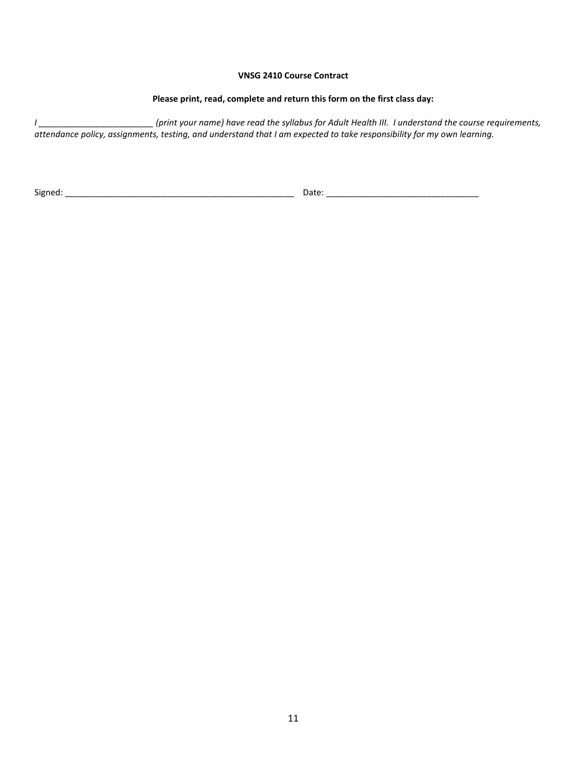**VNSG 2410 Course Contract**

**Please print, read, complete and return this form on the first class day:**

*I \_\_\_\_\_\_\_\_\_\_\_\_\_\_\_\_\_\_\_\_\_\_\_\_\_\_ (print your name) have read the syllabus for Adult Health III. I understand the course requirements, attendance policy, assignments, testing, and understand that I am expected to take responsibility for my own learning.*

Signed: \_\_\_\_\_\_\_\_\_\_\_\_\_\_\_\_\_\_\_\_\_\_\_\_\_\_\_\_\_\_\_\_\_\_\_\_\_\_\_\_\_\_\_\_\_\_\_\_\_\_\_\_ Date: \_\_\_\_\_\_\_\_\_\_\_\_\_\_\_\_\_\_\_\_\_\_\_\_\_\_\_\_\_\_\_\_\_\_\_\_